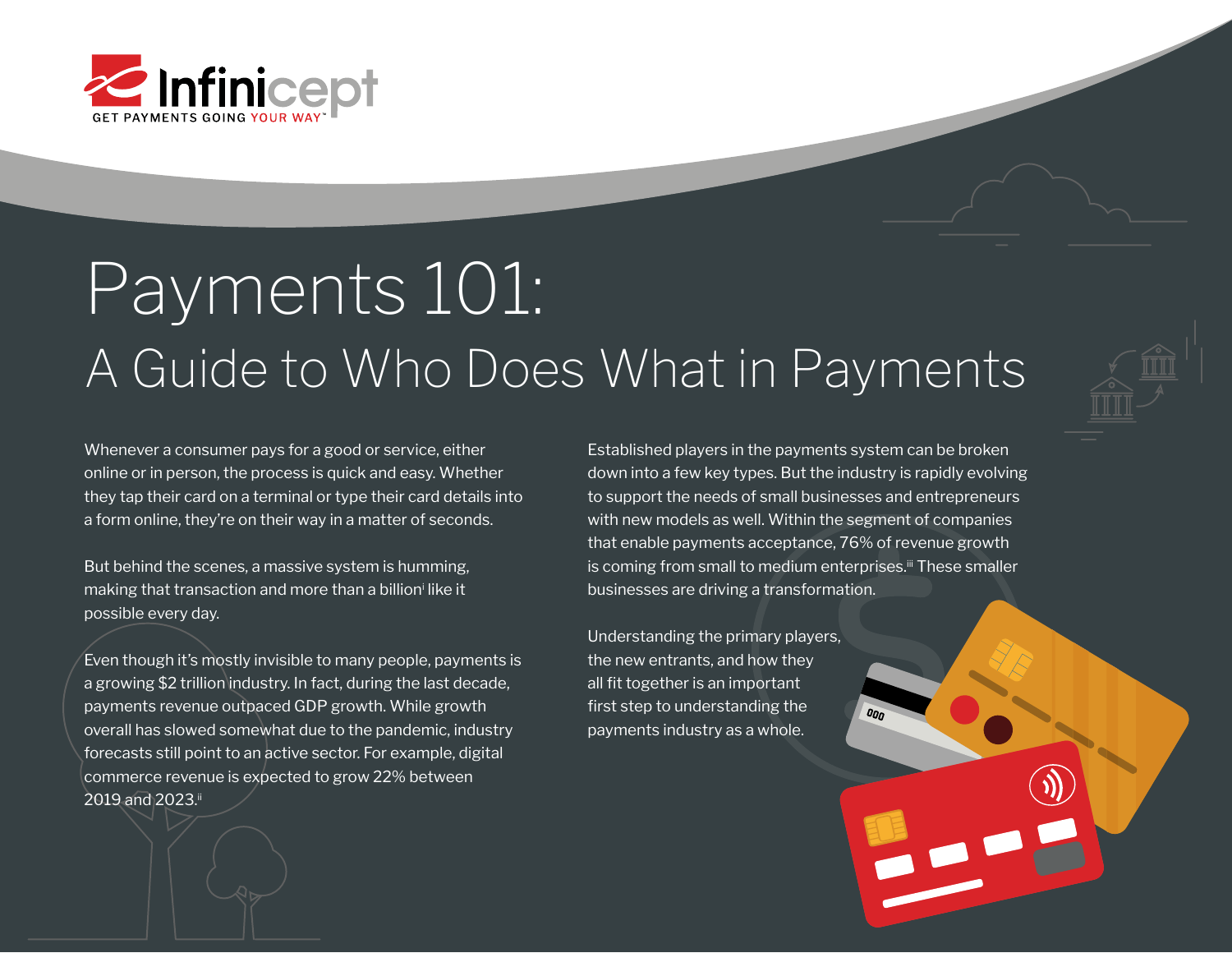Infinicept

GET PAYMENTS GOING YOUR WAY™

# Payments 101:

## A Guide to Who Does What in Payments

Whenever a consumer pays for a good or service, either online or in person, the process is quick and easy. Whether they tap their card on a terminal or type their card details into a form online, they're on their way in a matter of seconds.

But behind the scenes, a massive system is humming, making that transaction and more than a billion[i] like it possible every day.

Even though it's mostly invisible to many people, payments is a growing $2 trillion industry. In fact, during the last decade, payments revenue outpaced GDP growth. While growth overall has slowed somewhat due to the pandemic, industry forecasts still point to an active sector. For example, digital commerce revenue is expected to grow 22% between 2019 and 2023.[ii]

Established players in the payments system can be broken down into a few key types. But the industry is rapidly evolving to support the needs of small businesses and entrepreneurs with new models as well. Within the segment of companies that enable payments acceptance, 76% of revenue growth is coming from small to medium enterprises.[iii] These smaller businesses are driving a transformation.

Understanding the primary players, the new entrants, and how they all fit together is an important first step to understanding the payments industry as a whole.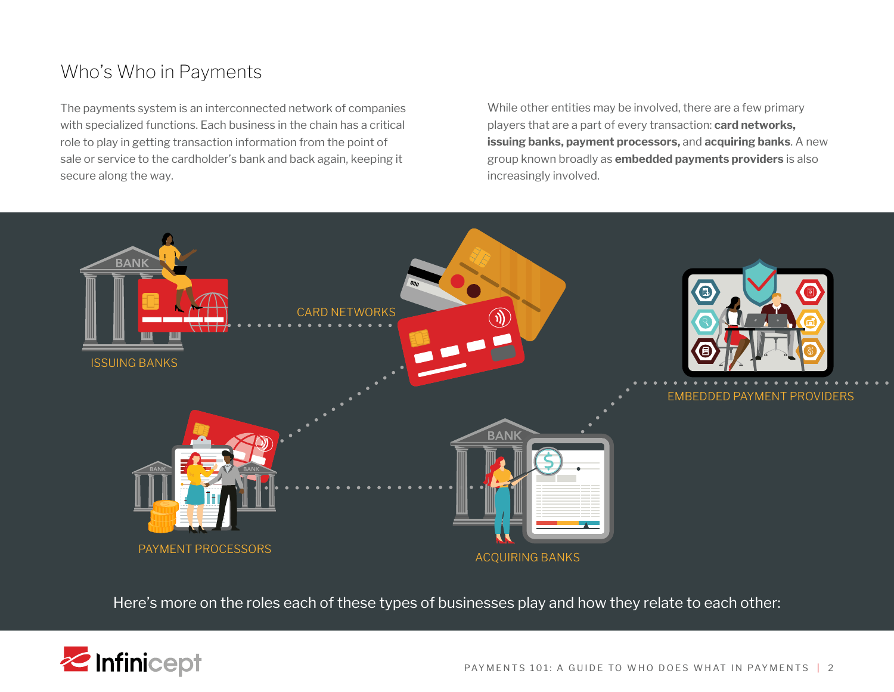# Who's Who in Payments

The payments system is an interconnected network of companies with specialized functions. Each business in the chain has a critical role to play in getting transaction information from the point of sale or service to the cardholder's bank and back again, keeping it secure along the way.

While other entities may be involved, there are a few primary players that are a part of every transaction: **card networks, issuing banks, payment processors,** and **acquiring banks**. A new group known broadly as **embedded payments providers** is also increasingly involved.

ISSUING BANKS

CARD NETWORKS

EMBEDDED PAYMENT PROVIDERS

PAYMENT PROCESSORS

ACQUIRING BANKS

Here's more on the roles each of these types of businesses play and how they relate to each other: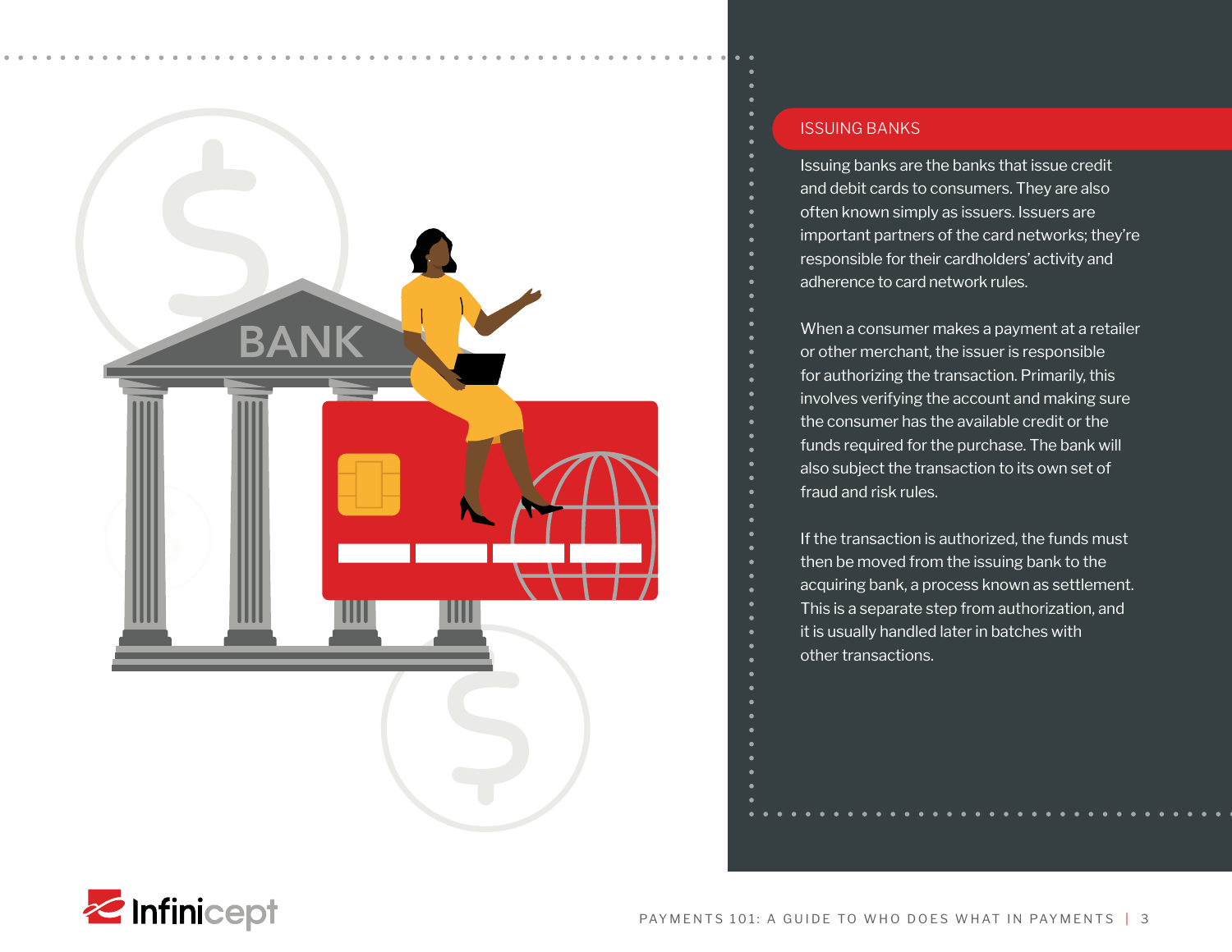## ISSUING BANKS

Issuing banks are the banks that issue credit and debit cards to consumers. They are also often known simply as issuers. Issuers are important partners of the card networks; they're responsible for their cardholders' activity and adherence to card network rules.

When a consumer makes a payment at a retailer or other merchant, the issuer is responsible for authorizing the transaction. Primarily, this involves verifying the account and making sure the consumer has the available credit or the funds required for the purchase. The bank will also subject the transaction to its own set of fraud and risk rules.

If the transaction is authorized, the funds must then be moved from the issuing bank to the acquiring bank, a process known as settlement. This is a separate step from authorization, and it is usually handled later in batches with other transactions.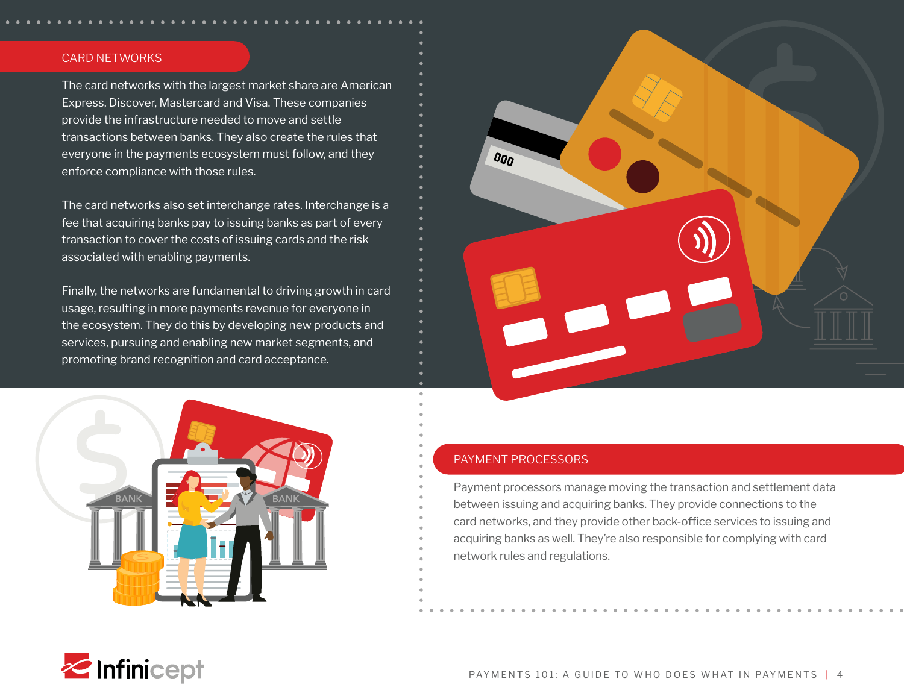## CARD NETWORKS

The card networks with the largest market share are American Express, Discover, Mastercard and Visa. These companies provide the infrastructure needed to move and settle transactions between banks. They also create the rules that everyone in the payments ecosystem must follow, and they enforce compliance with those rules.

The card networks also set interchange rates. Interchange is a fee that acquiring banks pay to issuing banks as part of every transaction to cover the costs of issuing cards and the risk associated with enabling payments.

Finally, the networks are fundamental to driving growth in card usage, resulting in more payments revenue for everyone in the ecosystem. They do this by developing new products and services, pursuing and enabling new market segments, and promoting brand recognition and card acceptance.

## PAYMENT PROCESSORS

Payment processors manage moving the transaction and settlement data between issuing and acquiring banks. They provide connections to the card networks, and they provide other back-office services to issuing and acquiring banks as well. They're also responsible for complying with card network rules and regulations.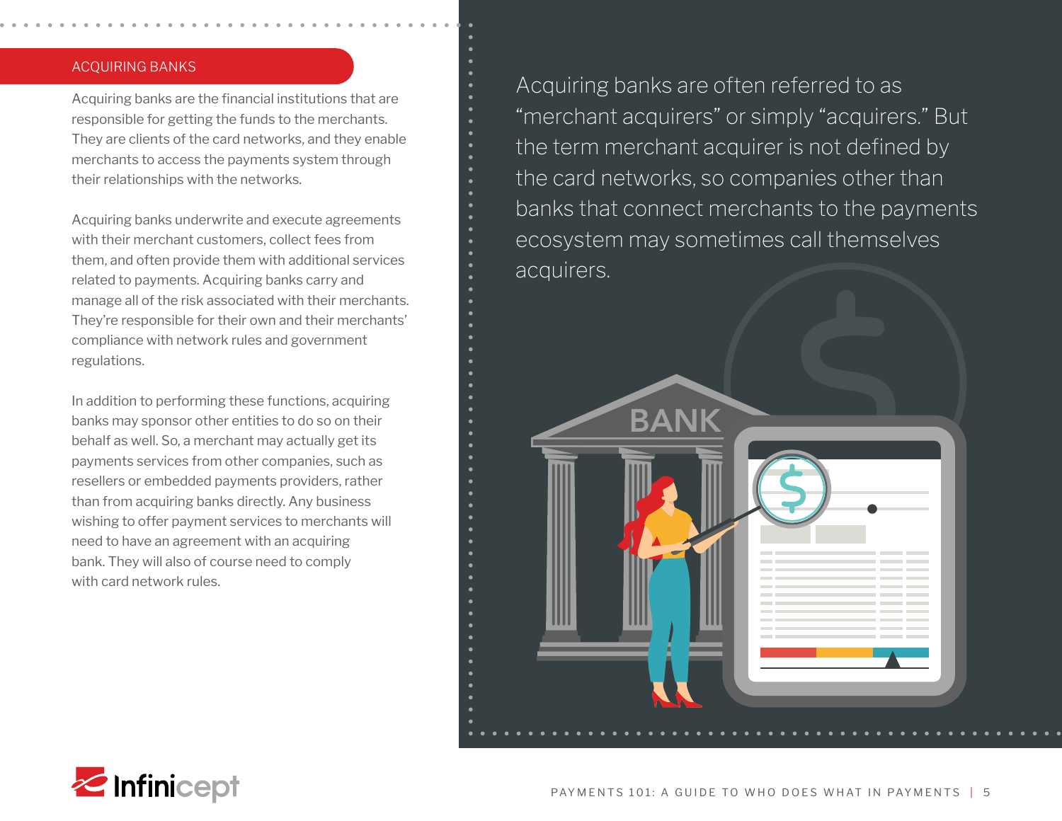## ACQUIRING BANKS

Acquiring banks are the financial institutions that are responsible for getting the funds to the merchants. They are clients of the card networks, and they enable merchants to access the payments system through their relationships with the networks.

Acquiring banks underwrite and execute agreements with their merchant customers, collect fees from them, and often provide them with additional services related to payments. Acquiring banks carry and manage all of the risk associated with their merchants. They're responsible for their own and their merchants' compliance with network rules and government regulations.

In addition to performing these functions, acquiring banks may sponsor other entities to do so on their behalf as well. So, a merchant may actually get its payments services from other companies, such as resellers or embedded payments providers, rather than from acquiring banks directly. Any business wishing to offer payment services to merchants will need to have an agreement with an acquiring bank. They will also of course need to comply with card network rules.

Acquiring banks are often referred to as "merchant acquirers" or simply "acquirers." But the term merchant acquirer is not defined by the card networks, so companies other than banks that connect merchants to the payments ecosystem may sometimes call themselves acquirers.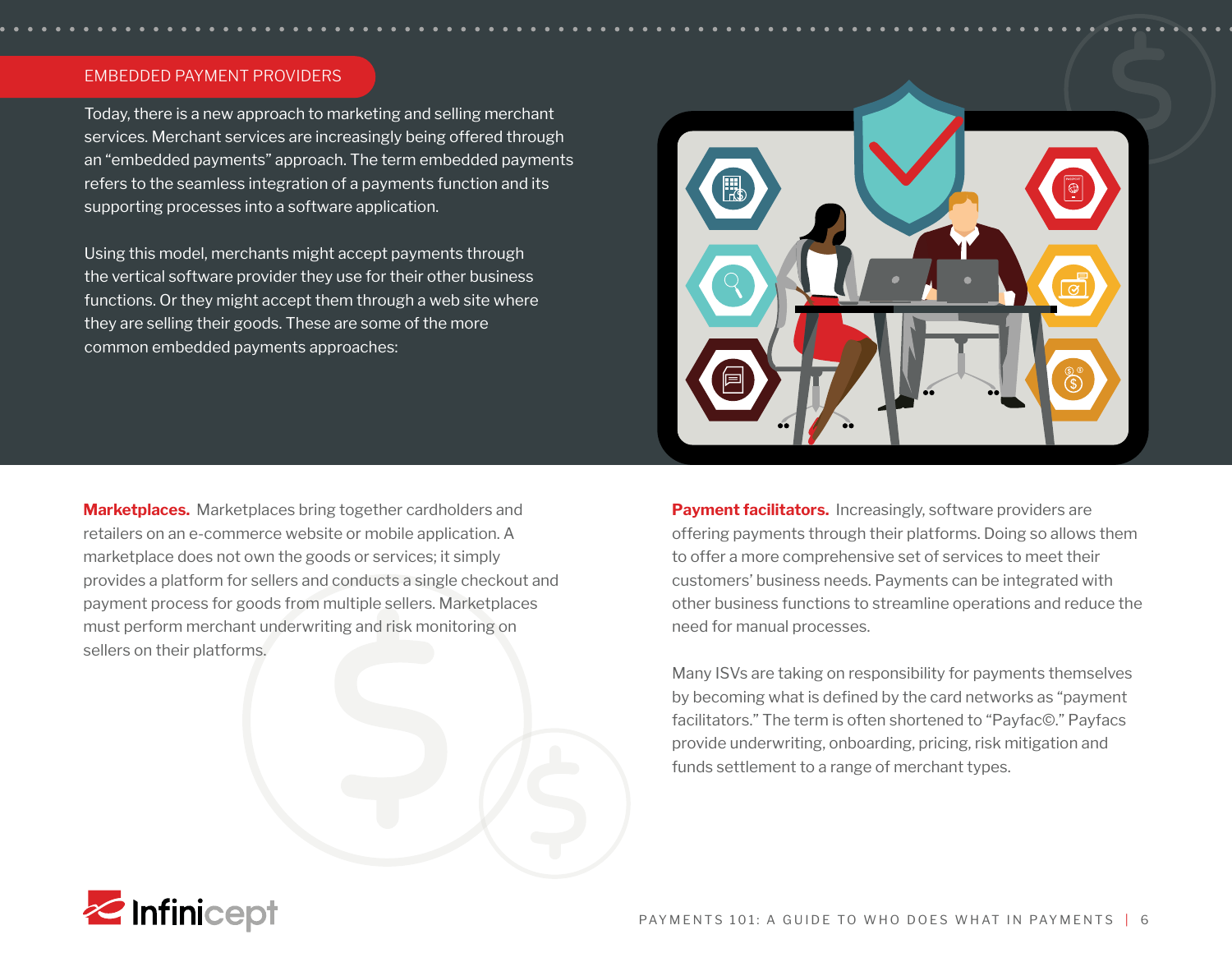## EMBEDDED PAYMENT PROVIDERS

Today, there is a new approach to marketing and selling merchant services. Merchant services are increasingly being offered through an "embedded payments" approach. The term embedded payments refers to the seamless integration of a payments function and its supporting processes into a software application.

Using this model, merchants might accept payments through the vertical software provider they use for their other business functions. Or they might accept them through a web site where they are selling their goods. These are some of the more common embedded payments approaches:

**Marketplaces.** Marketplaces bring together cardholders and retailers on an e-commerce website or mobile application. A marketplace does not own the goods or services; it simply provides a platform for sellers and conducts a single checkout and payment process for goods from multiple sellers. Marketplaces must perform merchant underwriting and risk monitoring on sellers on their platforms.

**Payment facilitators.** Increasingly, software providers are offering payments through their platforms. Doing so allows them to offer a more comprehensive set of services to meet their customers' business needs. Payments can be integrated with other business functions to streamline operations and reduce the need for manual processes.

Many ISVs are taking on responsibility for payments themselves by becoming what is defined by the card networks as "payment facilitators." The term is often shortened to "Payfac©." Payfacs provide underwriting, onboarding, pricing, risk mitigation and funds settlement to a range of merchant types.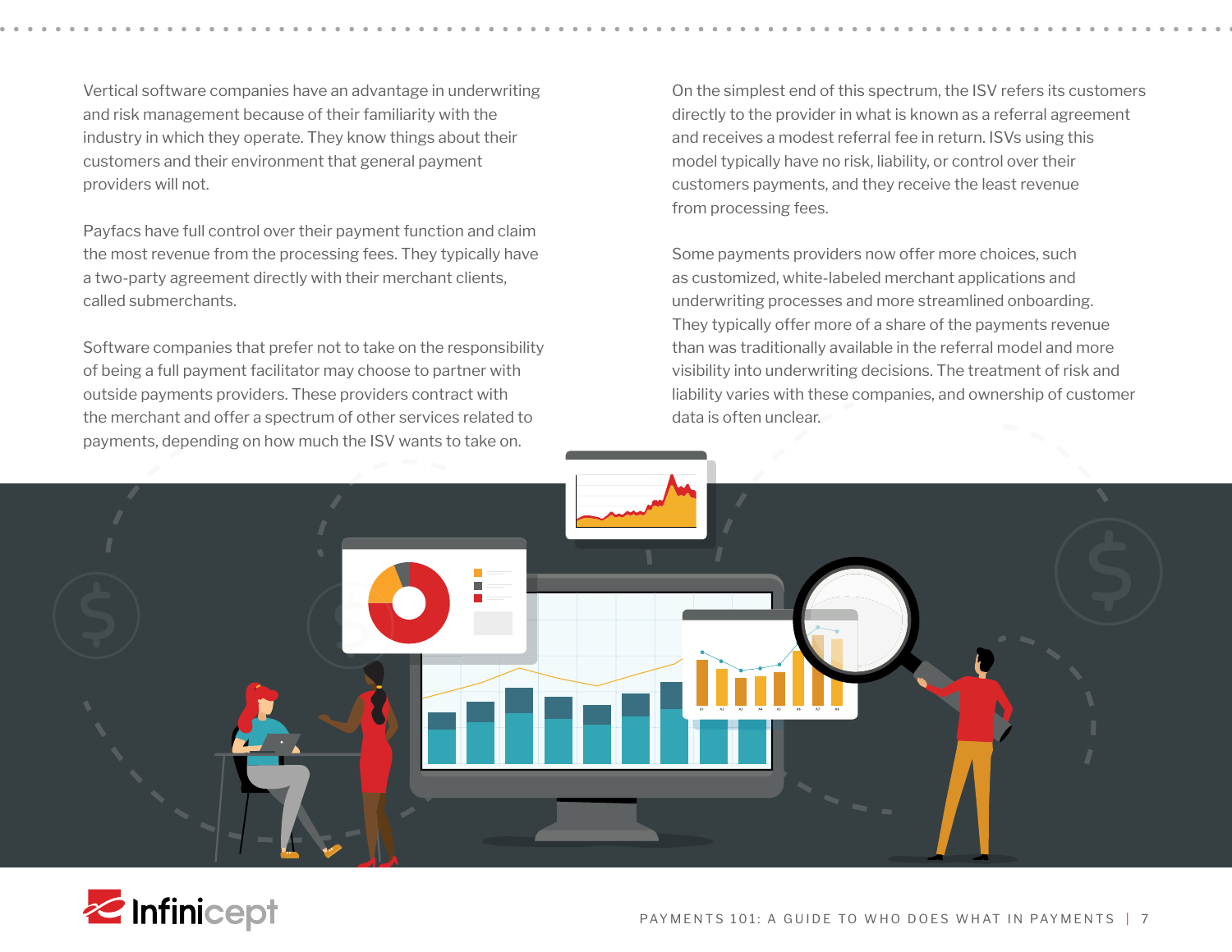Vertical software companies have an advantage in underwriting and risk management because of their familiarity with the industry in which they operate. They know things about their customers and their environment that general payment providers will not.

Payfacs have full control over their payment function and claim the most revenue from the processing fees. They typically have a two-party agreement directly with their merchant clients, called submerchants.

Software companies that prefer not to take on the responsibility of being a full payment facilitator may choose to partner with outside payments providers. These providers contract with the merchant and offer a spectrum of other services related to payments, depending on how much the ISV wants to take on.

On the simplest end of this spectrum, the ISV refers its customers directly to the provider in what is known as a referral agreement and receives a modest referral fee in return. ISVs using this model typically have no risk, liability, or control over their customers payments, and they receive the least revenue from processing fees.

Some payments providers now offer more choices, such as customized, white-labeled merchant applications and underwriting processes and more streamlined onboarding. They typically offer more of a share of the payments revenue than was traditionally available in the referral model and more visibility into underwriting decisions. The treatment of risk and liability varies with these companies, and ownership of customer data is often unclear.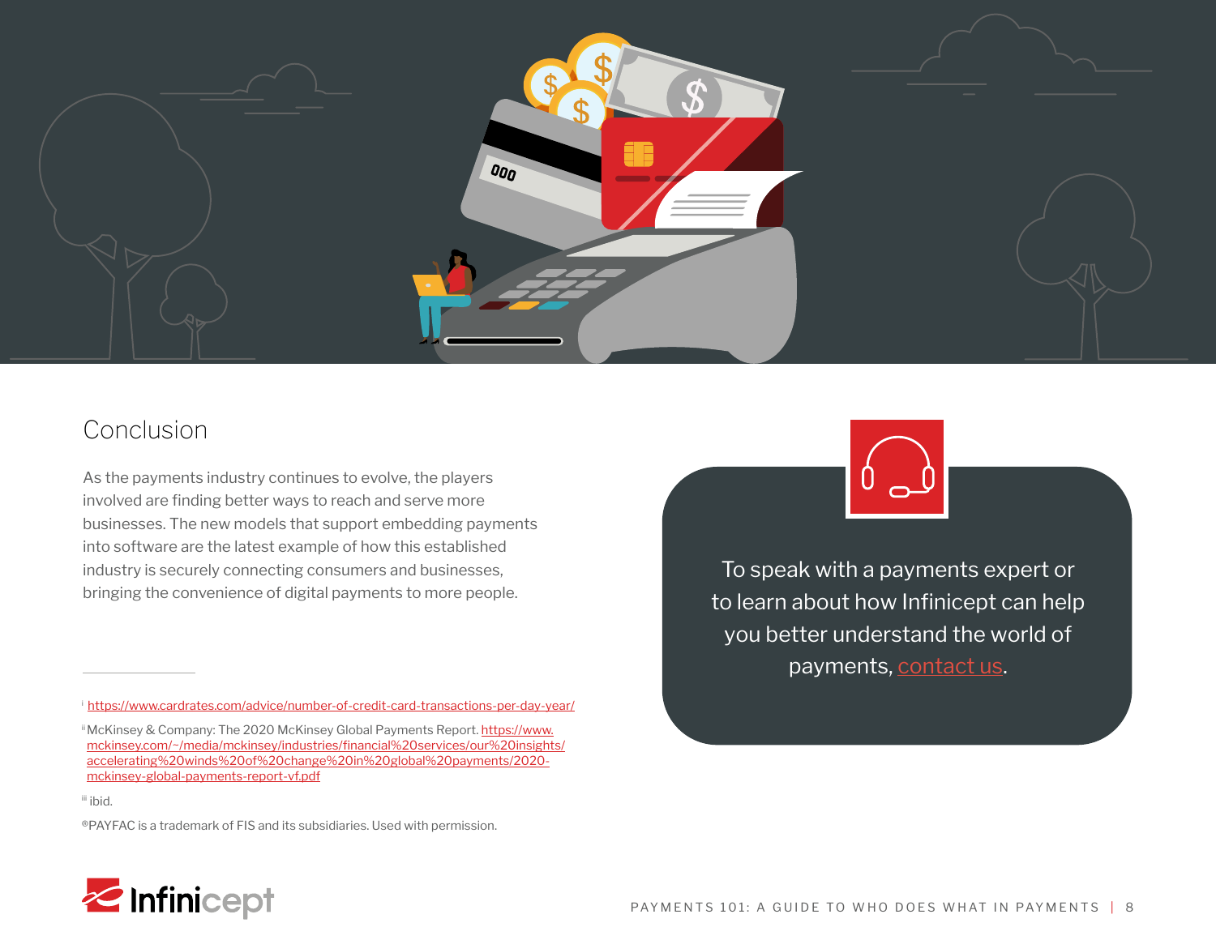## Conclusion

As the payments industry continues to evolve, the players involved are finding better ways to reach and serve more businesses. The new models that support embedding payments into software are the latest example of how this established industry is securely connecting consumers and businesses, bringing the convenience of digital payments to more people.

To speak with a payments expert or to learn about how Infinicept can help you better understand the world of payments, contact us.

---

[i] https://www.cardrates.com/advice/number-of-credit-card-transactions-per-day-year/

[ii] McKinsey & Company: The 2020 McKinsey Global Payments Report. https://www.mckinsey.com/~/media/mckinsey/industries/financial%20services/our%20insights/accelerating%20winds%20of%20change%20in%20global%20payments/2020-mckinsey-global-payments-report-vf.pdf

[iii] ibid.

®PAYFAC is a trademark of FIS and its subsidiaries. Used with permission.

Infinicept